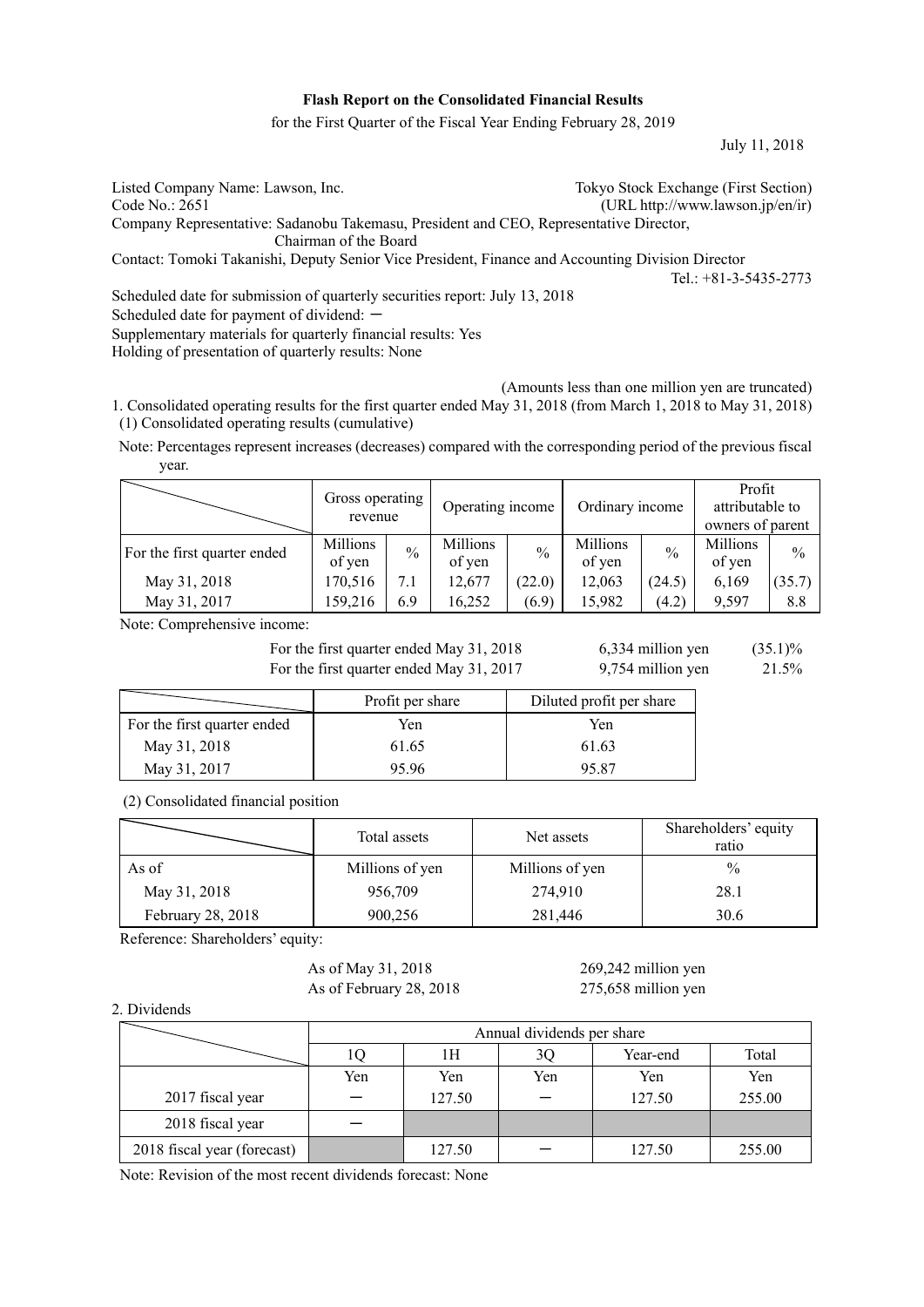**Flash Report on the Consolidated Financial Results**

for the First Quarter of the Fiscal Year Ending February 28, 2019

July 11, 2018

Listed Company Name: Lawson, Inc. Tokyo Stock Exchange (First Section)
Code No.: 2651 (URL http://www.lawson.jp/en/ir)
Company Representative: Sadanobu Takemasu, President and CEO, Representative Director, Chairman of the Board
Contact: Tomoki Takanishi, Deputy Senior Vice President, Finance and Accounting Division Director
Tel.: +81-3-5435-2773

Scheduled date for submission of quarterly securities report: July 13, 2018
Scheduled date for payment of dividend: －
Supplementary materials for quarterly financial results: Yes
Holding of presentation of quarterly results: None

(Amounts less than one million yen are truncated)

1. Consolidated operating results for the first quarter ended May 31, 2018 (from March 1, 2018 to May 31, 2018)
(1) Consolidated operating results (cumulative)

Note: Percentages represent increases (decreases) compared with the corresponding period of the previous fiscal year.

| | Gross operating revenue | | Operating income | | Ordinary income | | Profit attributable to owners of parent | |
|---|---|---|---|---|---|---|---|---|
| For the first quarter ended | Millions of yen | % | Millions of yen | % | Millions of yen | % | Millions of yen | % |
| May 31, 2018 | 170,516 | 7.1 | 12,677 | (22.0) | 12,063 | (24.5) | 6,169 | (35.7) |
| May 31, 2017 | 159,216 | 6.9 | 16,252 | (6.9) | 15,982 | (4.2) | 9,597 | 8.8 |

Note: Comprehensive income:

For the first quarter ended May 31, 2018 6,334 million yen (35.1)%
For the first quarter ended May 31, 2017 9,754 million yen 21.5%

| | Profit per share | Diluted profit per share |
|---|---|---|
| For the first quarter ended | Yen | Yen |
| May 31, 2018 | 61.65 | 61.63 |
| May 31, 2017 | 95.96 | 95.87 |

(2) Consolidated financial position

| | Total assets | Net assets | Shareholders' equity ratio |
|---|---|---|---|
| As of | Millions of yen | Millions of yen | % |
| May 31, 2018 | 956,709 | 274,910 | 28.1 |
| February 28, 2018 | 900,256 | 281,446 | 30.6 |

Reference: Shareholders' equity:

As of May 31, 2018 269,242 million yen
As of February 28, 2018 275,658 million yen

2. Dividends

| | Annual dividends per share | | | | |
|---|---|---|---|---|---|
| | 1Q | 1H | 3Q | Year-end | Total |
| | Yen | Yen | Yen | Yen | Yen |
| 2017 fiscal year | － | 127.50 | － | 127.50 | 255.00 |
| 2018 fiscal year | － | | | | |
| 2018 fiscal year (forecast) | | 127.50 | － | 127.50 | 255.00 |

Note: Revision of the most recent dividends forecast: None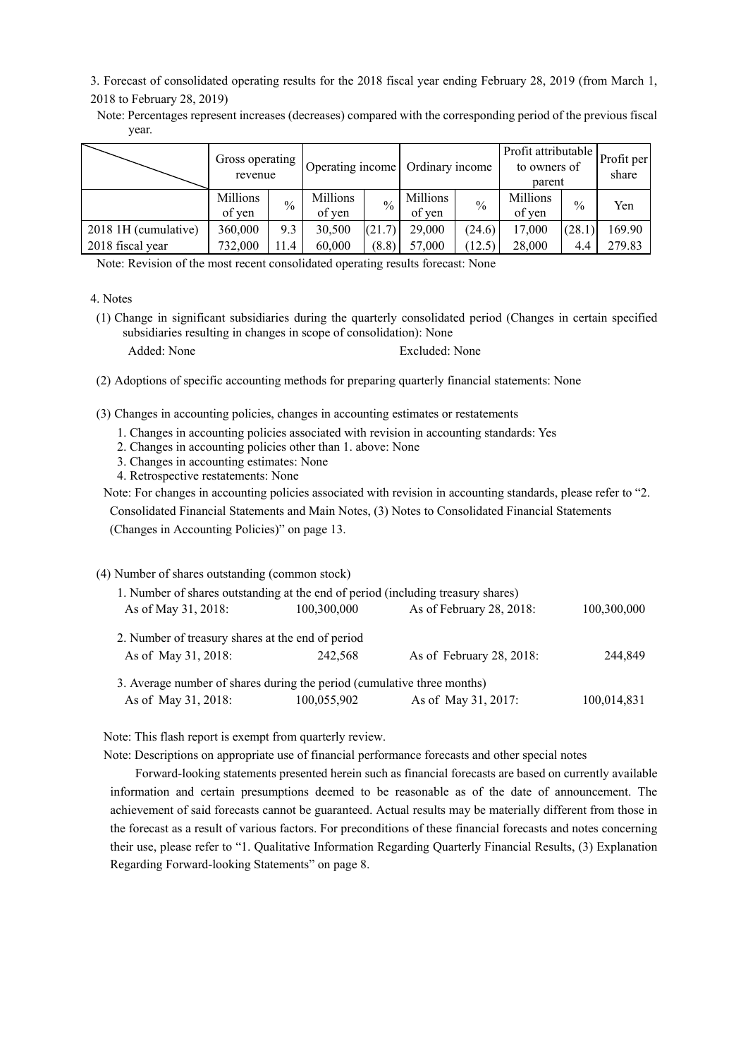3. Forecast of consolidated operating results for the 2018 fiscal year ending February 28, 2019 (from March 1, 2018 to February 28, 2019)

Note: Percentages represent increases (decreases) compared with the corresponding period of the previous fiscal year.

| | Gross operating revenue | | Operating income | | Ordinary income | | Profit attributable to owners of parent | | Profit per share |
|---|---|---|---|---|---|---|---|---|---|
| | Millions of yen | % | Millions of yen | % | Millions of yen | % | Millions of yen | % | Yen |
| 2018 1H (cumulative) | 360,000 | 9.3 | 30,500 | (21.7) | 29,000 | (24.6) | 17,000 | (28.1) | 169.90 |
| 2018 fiscal year | 732,000 | 11.4 | 60,000 | (8.8) | 57,000 | (12.5) | 28,000 | 4.4 | 279.83 |

Note: Revision of the most recent consolidated operating results forecast: None

4. Notes

(1) Change in significant subsidiaries during the quarterly consolidated period (Changes in certain specified subsidiaries resulting in changes in scope of consolidation): None

Added: None Excluded: None

(2) Adoptions of specific accounting methods for preparing quarterly financial statements: None

(3) Changes in accounting policies, changes in accounting estimates or restatements

1. Changes in accounting policies associated with revision in accounting standards: Yes
2. Changes in accounting policies other than 1. above: None
3. Changes in accounting estimates: None
4. Retrospective restatements: None

Note: For changes in accounting policies associated with revision in accounting standards, please refer to "2. Consolidated Financial Statements and Main Notes, (3) Notes to Consolidated Financial Statements (Changes in Accounting Policies)" on page 13.

(4) Number of shares outstanding (common stock)

1. Number of shares outstanding at the end of period (including treasury shares)

| | | | |
|---|---|---|---|
| As of May 31, 2018: | 100,300,000 | As of February 28, 2018: | 100,300,000 |

2. Number of treasury shares at the end of period

| | | | |
|---|---|---|---|
| As of May 31, 2018: | 242,568 | As of February 28, 2018: | 244,849 |

3. Average number of shares during the period (cumulative three months)

| | | | |
|---|---|---|---|
| As of May 31, 2018: | 100,055,902 | As of May 31, 2017: | 100,014,831 |

Note: This flash report is exempt from quarterly review.

Note: Descriptions on appropriate use of financial performance forecasts and other special notes

Forward-looking statements presented herein such as financial forecasts are based on currently available information and certain presumptions deemed to be reasonable as of the date of announcement. The achievement of said forecasts cannot be guaranteed. Actual results may be materially different from those in the forecast as a result of various factors. For preconditions of these financial forecasts and notes concerning their use, please refer to "1. Qualitative Information Regarding Quarterly Financial Results, (3) Explanation Regarding Forward-looking Statements" on page 8.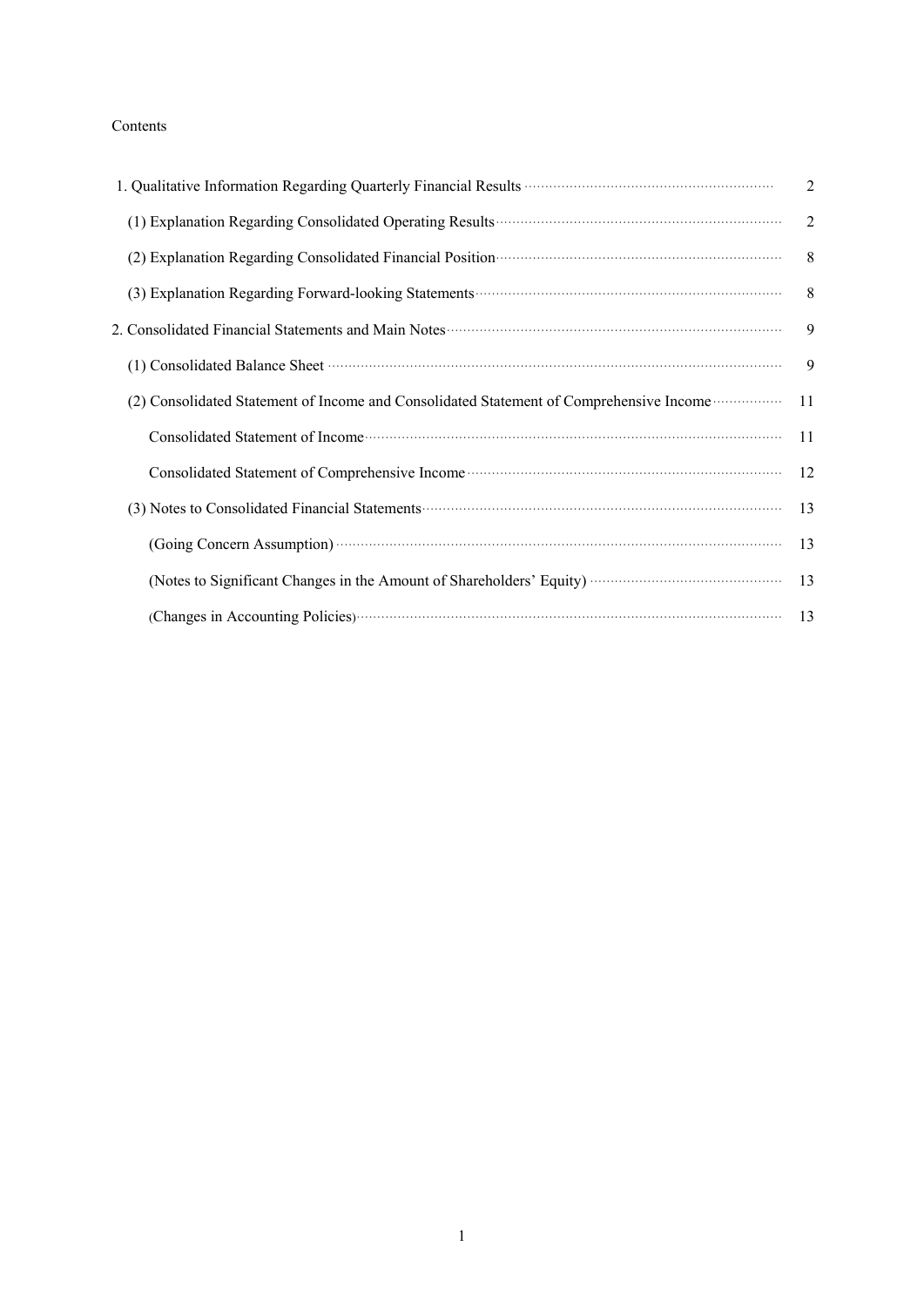Contents

| | |
|---|---|
| 1. Qualitative Information Regarding Quarterly Financial Results | 2 |
| (1) Explanation Regarding Consolidated Operating Results | 2 |
| (2) Explanation Regarding Consolidated Financial Position | 8 |
| (3) Explanation Regarding Forward-looking Statements | 8 |
| 2. Consolidated Financial Statements and Main Notes | 9 |
| (1) Consolidated Balance Sheet | 9 |
| (2) Consolidated Statement of Income and Consolidated Statement of Comprehensive Income | 11 |
| Consolidated Statement of Income | 11 |
| Consolidated Statement of Comprehensive Income | 12 |
| (3) Notes to Consolidated Financial Statements | 13 |
| (Going Concern Assumption) | 13 |
| (Notes to Significant Changes in the Amount of Shareholders' Equity) | 13 |
| (Changes in Accounting Policies) | 13 |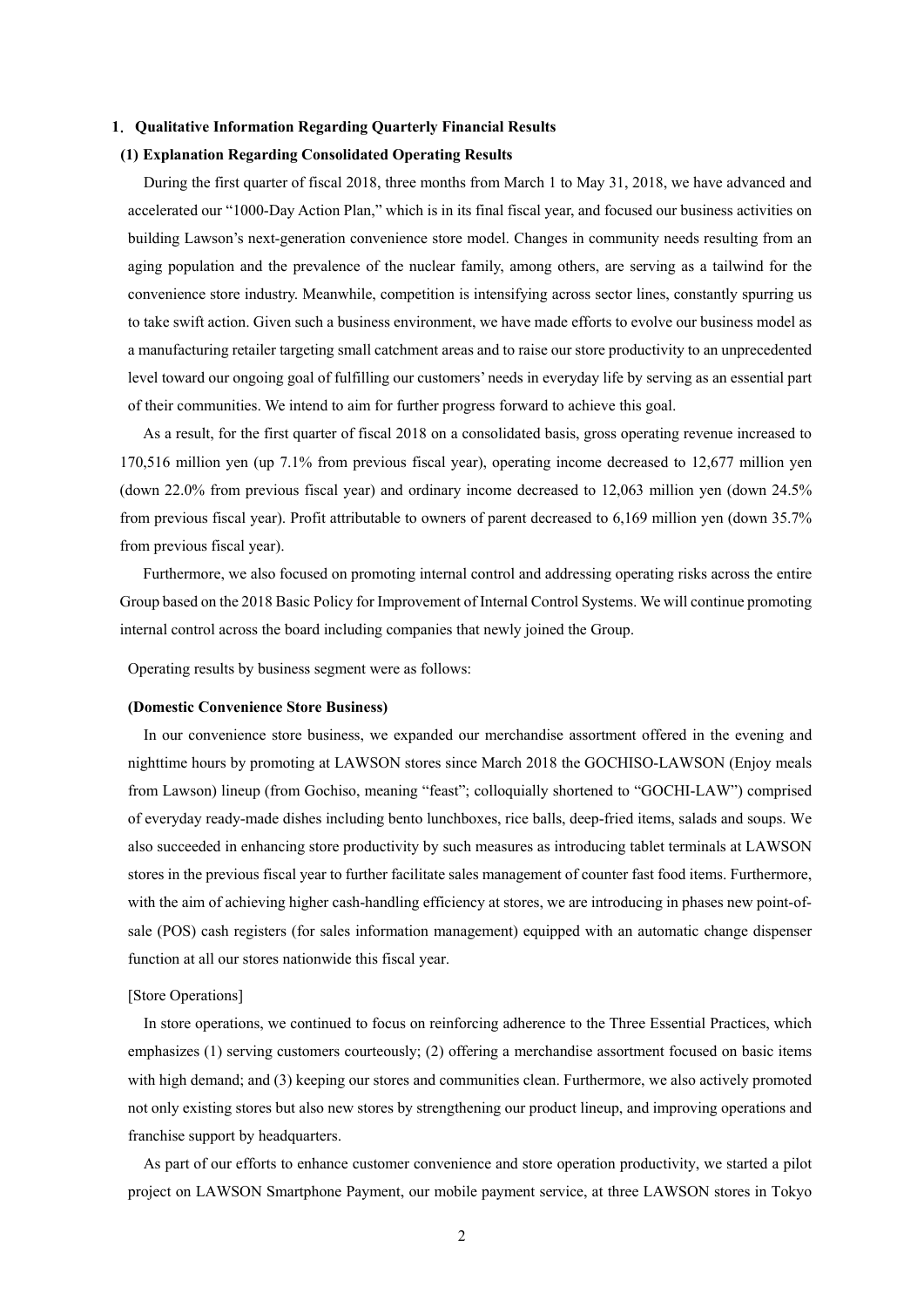## 1. Qualitative Information Regarding Quarterly Financial Results

### (1) Explanation Regarding Consolidated Operating Results

During the first quarter of fiscal 2018, three months from March 1 to May 31, 2018, we have advanced and accelerated our "1000-Day Action Plan," which is in its final fiscal year, and focused our business activities on building Lawson's next-generation convenience store model. Changes in community needs resulting from an aging population and the prevalence of the nuclear family, among others, are serving as a tailwind for the convenience store industry. Meanwhile, competition is intensifying across sector lines, constantly spurring us to take swift action. Given such a business environment, we have made efforts to evolve our business model as a manufacturing retailer targeting small catchment areas and to raise our store productivity to an unprecedented level toward our ongoing goal of fulfilling our customers' needs in everyday life by serving as an essential part of their communities. We intend to aim for further progress forward to achieve this goal.

As a result, for the first quarter of fiscal 2018 on a consolidated basis, gross operating revenue increased to 170,516 million yen (up 7.1% from previous fiscal year), operating income decreased to 12,677 million yen (down 22.0% from previous fiscal year) and ordinary income decreased to 12,063 million yen (down 24.5% from previous fiscal year). Profit attributable to owners of parent decreased to 6,169 million yen (down 35.7% from previous fiscal year).

Furthermore, we also focused on promoting internal control and addressing operating risks across the entire Group based on the 2018 Basic Policy for Improvement of Internal Control Systems. We will continue promoting internal control across the board including companies that newly joined the Group.

Operating results by business segment were as follows:

**(Domestic Convenience Store Business)**

In our convenience store business, we expanded our merchandise assortment offered in the evening and nighttime hours by promoting at LAWSON stores since March 2018 the GOCHISO-LAWSON (Enjoy meals from Lawson) lineup (from Gochiso, meaning "feast"; colloquially shortened to "GOCHI-LAW") comprised of everyday ready-made dishes including bento lunchboxes, rice balls, deep-fried items, salads and soups. We also succeeded in enhancing store productivity by such measures as introducing tablet terminals at LAWSON stores in the previous fiscal year to further facilitate sales management of counter fast food items. Furthermore, with the aim of achieving higher cash-handling efficiency at stores, we are introducing in phases new point-of-sale (POS) cash registers (for sales information management) equipped with an automatic change dispenser function at all our stores nationwide this fiscal year.

[Store Operations]

In store operations, we continued to focus on reinforcing adherence to the Three Essential Practices, which emphasizes (1) serving customers courteously; (2) offering a merchandise assortment focused on basic items with high demand; and (3) keeping our stores and communities clean. Furthermore, we also actively promoted not only existing stores but also new stores by strengthening our product lineup, and improving operations and franchise support by headquarters.

As part of our efforts to enhance customer convenience and store operation productivity, we started a pilot project on LAWSON Smartphone Payment, our mobile payment service, at three LAWSON stores in Tokyo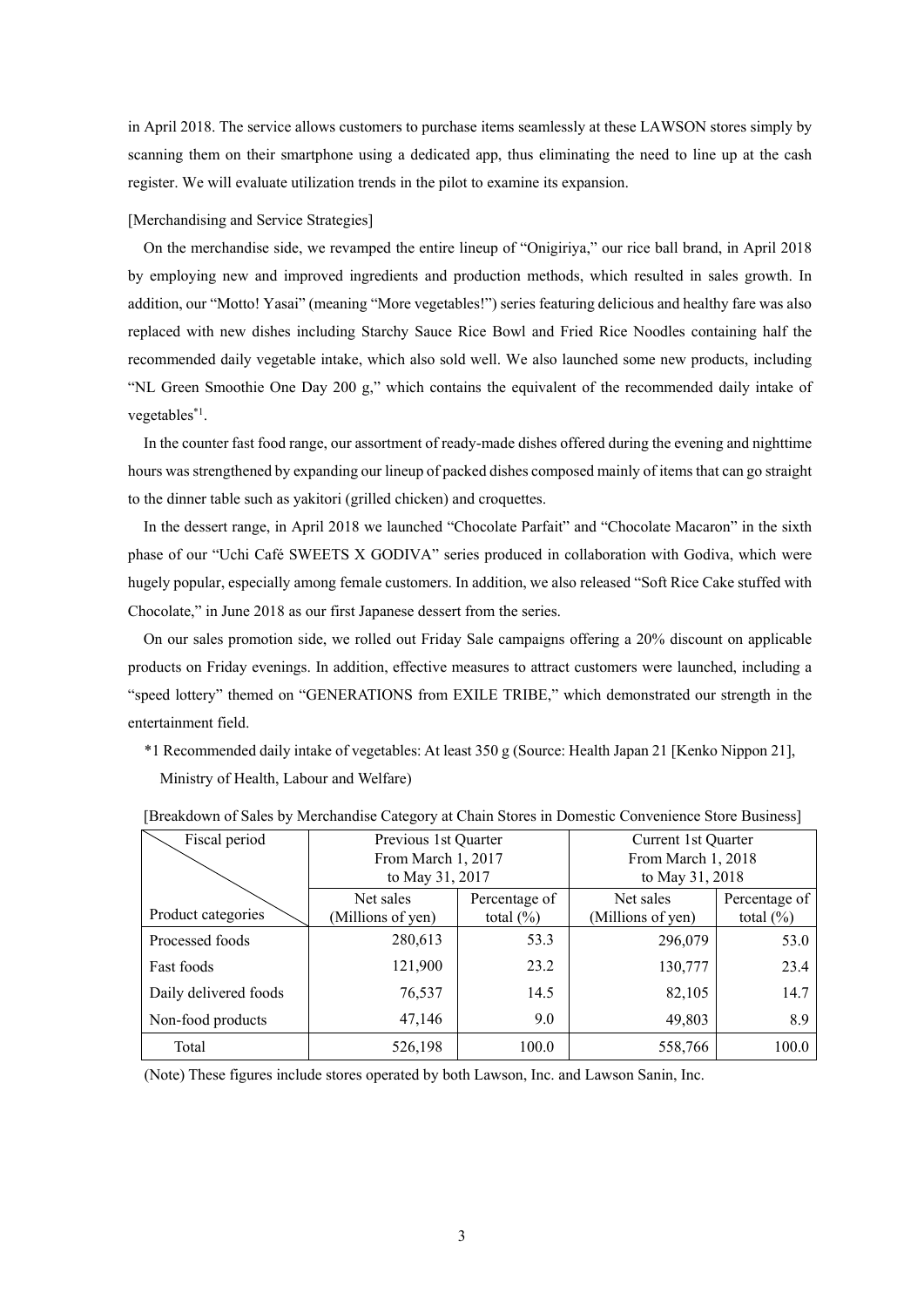in April 2018. The service allows customers to purchase items seamlessly at these LAWSON stores simply by scanning them on their smartphone using a dedicated app, thus eliminating the need to line up at the cash register. We will evaluate utilization trends in the pilot to examine its expansion.

[Merchandising and Service Strategies]

On the merchandise side, we revamped the entire lineup of "Onigiriya," our rice ball brand, in April 2018 by employing new and improved ingredients and production methods, which resulted in sales growth. In addition, our "Motto! Yasai" (meaning "More vegetables!") series featuring delicious and healthy fare was also replaced with new dishes including Starchy Sauce Rice Bowl and Fried Rice Noodles containing half the recommended daily vegetable intake, which also sold well. We also launched some new products, including "NL Green Smoothie One Day 200 g," which contains the equivalent of the recommended daily intake of vegetables[*1].

In the counter fast food range, our assortment of ready-made dishes offered during the evening and nighttime hours was strengthened by expanding our lineup of packed dishes composed mainly of items that can go straight to the dinner table such as yakitori (grilled chicken) and croquettes.

In the dessert range, in April 2018 we launched "Chocolate Parfait" and "Chocolate Macaron" in the sixth phase of our "Uchi Café SWEETS X GODIVA" series produced in collaboration with Godiva, which were hugely popular, especially among female customers. In addition, we also released "Soft Rice Cake stuffed with Chocolate," in June 2018 as our first Japanese dessert from the series.

On our sales promotion side, we rolled out Friday Sale campaigns offering a 20% discount on applicable products on Friday evenings. In addition, effective measures to attract customers were launched, including a "speed lottery" themed on "GENERATIONS from EXILE TRIBE," which demonstrated our strength in the entertainment field.

*1 Recommended daily intake of vegetables: At least 350 g (Source: Health Japan 21 [Kenko Nippon 21], Ministry of Health, Labour and Welfare)

[Breakdown of Sales by Merchandise Category at Chain Stores in Domestic Convenience Store Business]

| Fiscal period | Previous 1st Quarter From March 1, 2017 to May 31, 2017 | | Current 1st Quarter From March 1, 2018 to May 31, 2018 | |
|---|---|---|---|---|
| Product categories | Net sales (Millions of yen) | Percentage of total (%) | Net sales (Millions of yen) | Percentage of total (%) |
| Processed foods | 280,613 | 53.3 | 296,079 | 53.0 |
| Fast foods | 121,900 | 23.2 | 130,777 | 23.4 |
| Daily delivered foods | 76,537 | 14.5 | 82,105 | 14.7 |
| Non-food products | 47,146 | 9.0 | 49,803 | 8.9 |
| Total | 526,198 | 100.0 | 558,766 | 100.0 |

(Note) These figures include stores operated by both Lawson, Inc. and Lawson Sanin, Inc.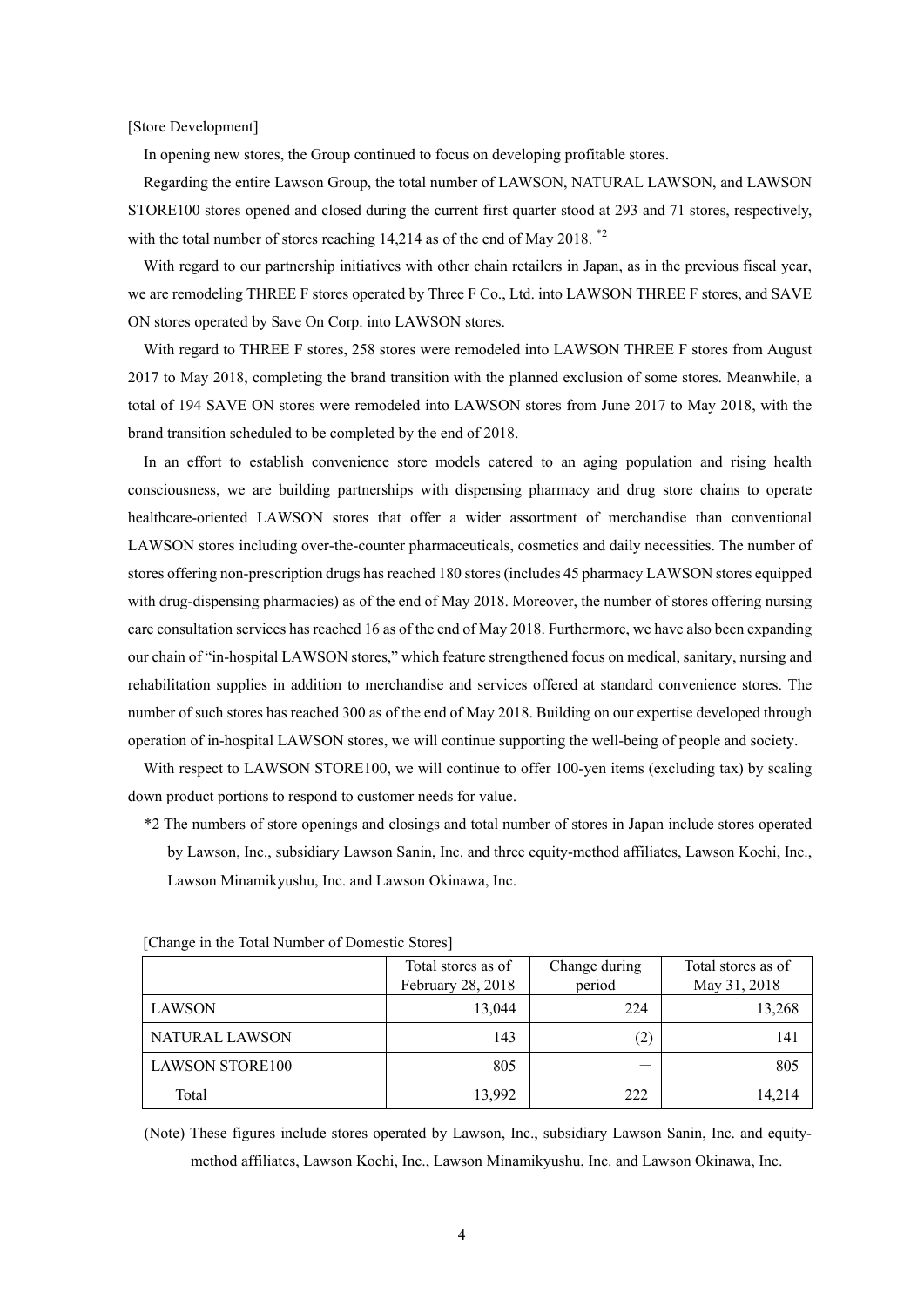[Store Development]

In opening new stores, the Group continued to focus on developing profitable stores.

Regarding the entire Lawson Group, the total number of LAWSON, NATURAL LAWSON, and LAWSON STORE100 stores opened and closed during the current first quarter stood at 293 and 71 stores, respectively, with the total number of stores reaching 14,214 as of the end of May 2018. *2

With regard to our partnership initiatives with other chain retailers in Japan, as in the previous fiscal year, we are remodeling THREE F stores operated by Three F Co., Ltd. into LAWSON THREE F stores, and SAVE ON stores operated by Save On Corp. into LAWSON stores.

With regard to THREE F stores, 258 stores were remodeled into LAWSON THREE F stores from August 2017 to May 2018, completing the brand transition with the planned exclusion of some stores. Meanwhile, a total of 194 SAVE ON stores were remodeled into LAWSON stores from June 2017 to May 2018, with the brand transition scheduled to be completed by the end of 2018.

In an effort to establish convenience store models catered to an aging population and rising health consciousness, we are building partnerships with dispensing pharmacy and drug store chains to operate healthcare-oriented LAWSON stores that offer a wider assortment of merchandise than conventional LAWSON stores including over-the-counter pharmaceuticals, cosmetics and daily necessities. The number of stores offering non-prescription drugs has reached 180 stores (includes 45 pharmacy LAWSON stores equipped with drug-dispensing pharmacies) as of the end of May 2018. Moreover, the number of stores offering nursing care consultation services has reached 16 as of the end of May 2018. Furthermore, we have also been expanding our chain of "in-hospital LAWSON stores," which feature strengthened focus on medical, sanitary, nursing and rehabilitation supplies in addition to merchandise and services offered at standard convenience stores. The number of such stores has reached 300 as of the end of May 2018. Building on our expertise developed through operation of in-hospital LAWSON stores, we will continue supporting the well-being of people and society.

With respect to LAWSON STORE100, we will continue to offer 100-yen items (excluding tax) by scaling down product portions to respond to customer needs for value.

*2 The numbers of store openings and closings and total number of stores in Japan include stores operated by Lawson, Inc., subsidiary Lawson Sanin, Inc. and three equity-method affiliates, Lawson Kochi, Inc., Lawson Minamikyushu, Inc. and Lawson Okinawa, Inc.

[Change in the Total Number of Domestic Stores]

| | Total stores as of February 28, 2018 | Change during period | Total stores as of May 31, 2018 |
|---|---|---|---|
| LAWSON | 13,044 | 224 | 13,268 |
| NATURAL LAWSON | 143 | (2) | 141 |
| LAWSON STORE100 | 805 | — | 805 |
| Total | 13,992 | 222 | 14,214 |

(Note) These figures include stores operated by Lawson, Inc., subsidiary Lawson Sanin, Inc. and equity-method affiliates, Lawson Kochi, Inc., Lawson Minamikyushu, Inc. and Lawson Okinawa, Inc.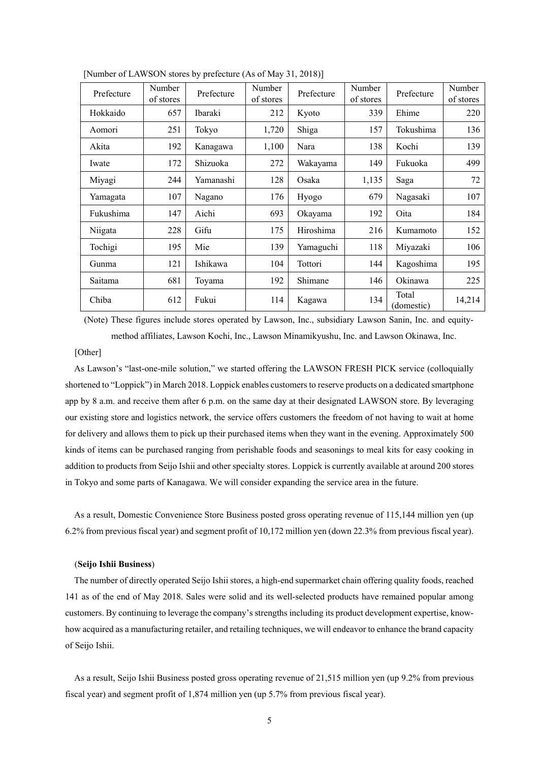[Number of LAWSON stores by prefecture (As of May 31, 2018)]

| Prefecture | Number of stores | Prefecture | Number of stores | Prefecture | Number of stores | Prefecture | Number of stores |
|---|---|---|---|---|---|---|---|
| Hokkaido | 657 | Ibaraki | 212 | Kyoto | 339 | Ehime | 220 |
| Aomori | 251 | Tokyo | 1,720 | Shiga | 157 | Tokushima | 136 |
| Akita | 192 | Kanagawa | 1,100 | Nara | 138 | Kochi | 139 |
| Iwate | 172 | Shizuoka | 272 | Wakayama | 149 | Fukuoka | 499 |
| Miyagi | 244 | Yamanashi | 128 | Osaka | 1,135 | Saga | 72 |
| Yamagata | 107 | Nagano | 176 | Hyogo | 679 | Nagasaki | 107 |
| Fukushima | 147 | Aichi | 693 | Okayama | 192 | Oita | 184 |
| Niigata | 228 | Gifu | 175 | Hiroshima | 216 | Kumamoto | 152 |
| Tochigi | 195 | Mie | 139 | Yamaguchi | 118 | Miyazaki | 106 |
| Gunma | 121 | Ishikawa | 104 | Tottori | 144 | Kagoshima | 195 |
| Saitama | 681 | Toyama | 192 | Shimane | 146 | Okinawa | 225 |
| Chiba | 612 | Fukui | 114 | Kagawa | 134 | Total (domestic) | 14,214 |

(Note) These figures include stores operated by Lawson, Inc., subsidiary Lawson Sanin, Inc. and equity-method affiliates, Lawson Kochi, Inc., Lawson Minamikyushu, Inc. and Lawson Okinawa, Inc.

[Other]

As Lawson's "last-one-mile solution," we started offering the LAWSON FRESH PICK service (colloquially shortened to "Loppick") in March 2018. Loppick enables customers to reserve products on a dedicated smartphone app by 8 a.m. and receive them after 6 p.m. on the same day at their designated LAWSON store. By leveraging our existing store and logistics network, the service offers customers the freedom of not having to wait at home for delivery and allows them to pick up their purchased items when they want in the evening. Approximately 500 kinds of items can be purchased ranging from perishable foods and seasonings to meal kits for easy cooking in addition to products from Seijo Ishii and other specialty stores. Loppick is currently available at around 200 stores in Tokyo and some parts of Kanagawa. We will consider expanding the service area in the future.

As a result, Domestic Convenience Store Business posted gross operating revenue of 115,144 million yen (up 6.2% from previous fiscal year) and segment profit of 10,172 million yen (down 22.3% from previous fiscal year).

(**Seijo Ishii Business**)

The number of directly operated Seijo Ishii stores, a high-end supermarket chain offering quality foods, reached 141 as of the end of May 2018. Sales were solid and its well-selected products have remained popular among customers. By continuing to leverage the company's strengths including its product development expertise, know-how acquired as a manufacturing retailer, and retailing techniques, we will endeavor to enhance the brand capacity of Seijo Ishii.

As a result, Seijo Ishii Business posted gross operating revenue of 21,515 million yen (up 9.2% from previous fiscal year) and segment profit of 1,874 million yen (up 5.7% from previous fiscal year).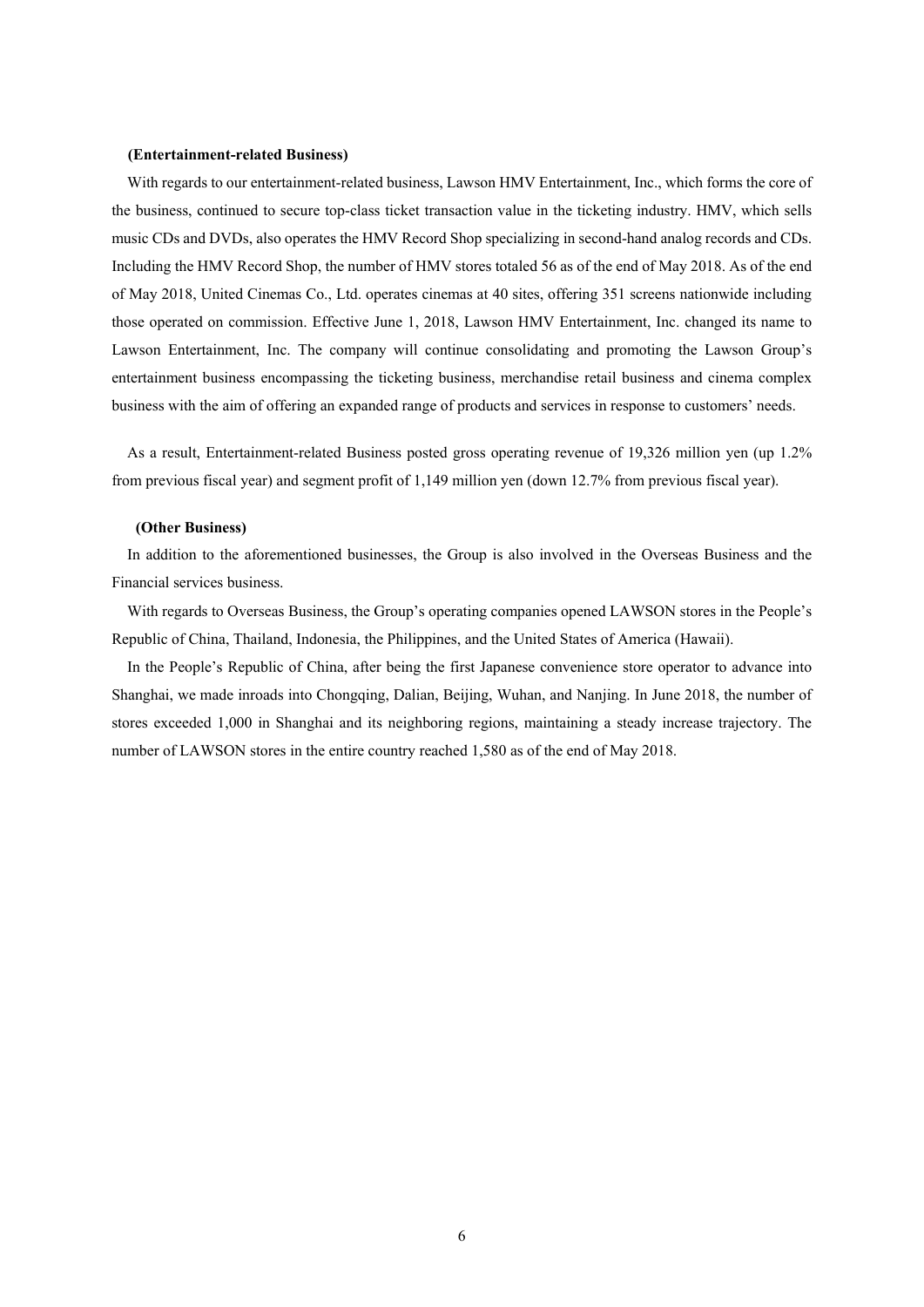**(Entertainment-related Business)**

With regards to our entertainment-related business, Lawson HMV Entertainment, Inc., which forms the core of the business, continued to secure top-class ticket transaction value in the ticketing industry. HMV, which sells music CDs and DVDs, also operates the HMV Record Shop specializing in second-hand analog records and CDs. Including the HMV Record Shop, the number of HMV stores totaled 56 as of the end of May 2018. As of the end of May 2018, United Cinemas Co., Ltd. operates cinemas at 40 sites, offering 351 screens nationwide including those operated on commission. Effective June 1, 2018, Lawson HMV Entertainment, Inc. changed its name to Lawson Entertainment, Inc. The company will continue consolidating and promoting the Lawson Group's entertainment business encompassing the ticketing business, merchandise retail business and cinema complex business with the aim of offering an expanded range of products and services in response to customers' needs.

As a result, Entertainment-related Business posted gross operating revenue of 19,326 million yen (up 1.2% from previous fiscal year) and segment profit of 1,149 million yen (down 12.7% from previous fiscal year).

**(Other Business)**

In addition to the aforementioned businesses, the Group is also involved in the Overseas Business and the Financial services business.

With regards to Overseas Business, the Group's operating companies opened LAWSON stores in the People's Republic of China, Thailand, Indonesia, the Philippines, and the United States of America (Hawaii).

In the People's Republic of China, after being the first Japanese convenience store operator to advance into Shanghai, we made inroads into Chongqing, Dalian, Beijing, Wuhan, and Nanjing. In June 2018, the number of stores exceeded 1,000 in Shanghai and its neighboring regions, maintaining a steady increase trajectory. The number of LAWSON stores in the entire country reached 1,580 as of the end of May 2018.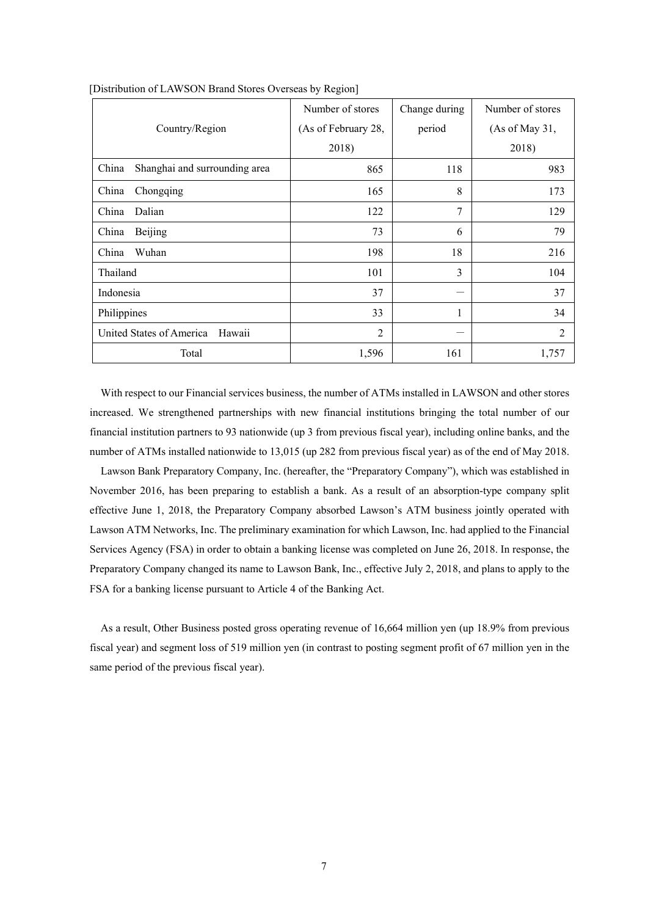[Distribution of LAWSON Brand Stores Overseas by Region]

| Country/Region | Number of stores (As of February 28, 2018) | Change during period | Number of stores (As of May 31, 2018) |
|---|---|---|---|
| China Shanghai and surrounding area | 865 | 118 | 983 |
| China Chongqing | 165 | 8 | 173 |
| China Dalian | 122 | 7 | 129 |
| China Beijing | 73 | 6 | 79 |
| China Wuhan | 198 | 18 | 216 |
| Thailand | 101 | 3 | 104 |
| Indonesia | 37 | — | 37 |
| Philippines | 33 | 1 | 34 |
| United States of America Hawaii | 2 | — | 2 |
| Total | 1,596 | 161 | 1,757 |

With respect to our Financial services business, the number of ATMs installed in LAWSON and other stores increased. We strengthened partnerships with new financial institutions bringing the total number of our financial institution partners to 93 nationwide (up 3 from previous fiscal year), including online banks, and the number of ATMs installed nationwide to 13,015 (up 282 from previous fiscal year) as of the end of May 2018.

Lawson Bank Preparatory Company, Inc. (hereafter, the "Preparatory Company"), which was established in November 2016, has been preparing to establish a bank. As a result of an absorption-type company split effective June 1, 2018, the Preparatory Company absorbed Lawson's ATM business jointly operated with Lawson ATM Networks, Inc. The preliminary examination for which Lawson, Inc. had applied to the Financial Services Agency (FSA) in order to obtain a banking license was completed on June 26, 2018. In response, the Preparatory Company changed its name to Lawson Bank, Inc., effective July 2, 2018, and plans to apply to the FSA for a banking license pursuant to Article 4 of the Banking Act.

As a result, Other Business posted gross operating revenue of 16,664 million yen (up 18.9% from previous fiscal year) and segment loss of 519 million yen (in contrast to posting segment profit of 67 million yen in the same period of the previous fiscal year).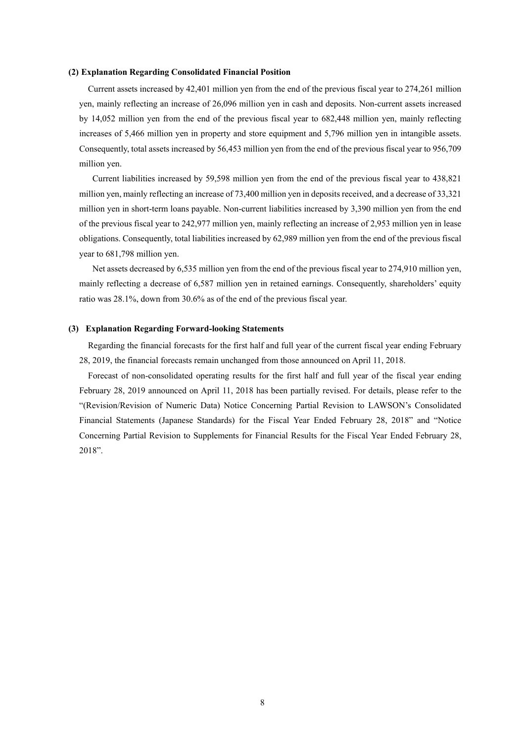**(2) Explanation Regarding Consolidated Financial Position**

Current assets increased by 42,401 million yen from the end of the previous fiscal year to 274,261 million yen, mainly reflecting an increase of 26,096 million yen in cash and deposits. Non-current assets increased by 14,052 million yen from the end of the previous fiscal year to 682,448 million yen, mainly reflecting increases of 5,466 million yen in property and store equipment and 5,796 million yen in intangible assets. Consequently, total assets increased by 56,453 million yen from the end of the previous fiscal year to 956,709 million yen.

Current liabilities increased by 59,598 million yen from the end of the previous fiscal year to 438,821 million yen, mainly reflecting an increase of 73,400 million yen in deposits received, and a decrease of 33,321 million yen in short-term loans payable. Non-current liabilities increased by 3,390 million yen from the end of the previous fiscal year to 242,977 million yen, mainly reflecting an increase of 2,953 million yen in lease obligations. Consequently, total liabilities increased by 62,989 million yen from the end of the previous fiscal year to 681,798 million yen.

Net assets decreased by 6,535 million yen from the end of the previous fiscal year to 274,910 million yen, mainly reflecting a decrease of 6,587 million yen in retained earnings. Consequently, shareholders' equity ratio was 28.1%, down from 30.6% as of the end of the previous fiscal year.

**(3) Explanation Regarding Forward-looking Statements**

Regarding the financial forecasts for the first half and full year of the current fiscal year ending February 28, 2019, the financial forecasts remain unchanged from those announced on April 11, 2018.

Forecast of non-consolidated operating results for the first half and full year of the fiscal year ending February 28, 2019 announced on April 11, 2018 has been partially revised. For details, please refer to the "(Revision/Revision of Numeric Data) Notice Concerning Partial Revision to LAWSON's Consolidated Financial Statements (Japanese Standards) for the Fiscal Year Ended February 28, 2018" and "Notice Concerning Partial Revision to Supplements for Financial Results for the Fiscal Year Ended February 28, 2018".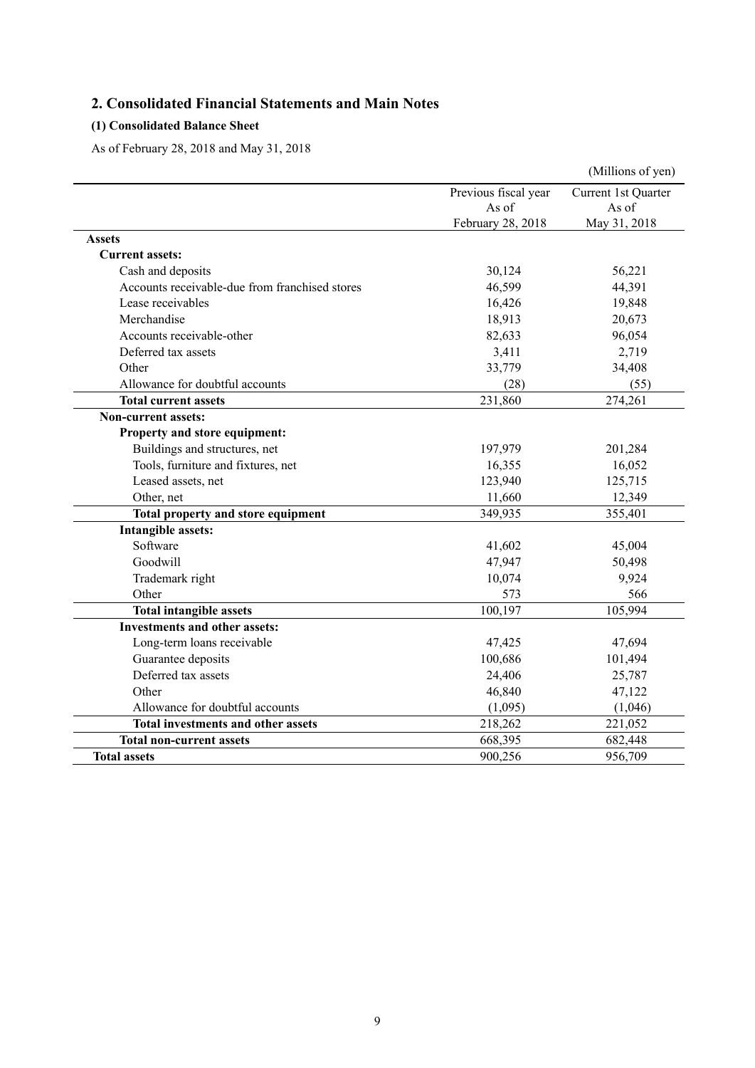## 2. Consolidated Financial Statements and Main Notes

### (1) Consolidated Balance Sheet

As of February 28, 2018 and May 31, 2018

(Millions of yen)

| | Previous fiscal year As of February 28, 2018 | Current 1st Quarter As of May 31, 2018 |
|---|---|---|
| **Assets** | | |
| **Current assets:** | | |
| Cash and deposits | 30,124 | 56,221 |
| Accounts receivable-due from franchised stores | 46,599 | 44,391 |
| Lease receivables | 16,426 | 19,848 |
| Merchandise | 18,913 | 20,673 |
| Accounts receivable-other | 82,633 | 96,054 |
| Deferred tax assets | 3,411 | 2,719 |
| Other | 33,779 | 34,408 |
| Allowance for doubtful accounts | (28) | (55) |
| **Total current assets** | 231,860 | 274,261 |
| **Non-current assets:** | | |
| **Property and store equipment:** | | |
| Buildings and structures, net | 197,979 | 201,284 |
| Tools, furniture and fixtures, net | 16,355 | 16,052 |
| Leased assets, net | 123,940 | 125,715 |
| Other, net | 11,660 | 12,349 |
| **Total property and store equipment** | 349,935 | 355,401 |
| **Intangible assets:** | | |
| Software | 41,602 | 45,004 |
| Goodwill | 47,947 | 50,498 |
| Trademark right | 10,074 | 9,924 |
| Other | 573 | 566 |
| **Total intangible assets** | 100,197 | 105,994 |
| **Investments and other assets:** | | |
| Long-term loans receivable | 47,425 | 47,694 |
| Guarantee deposits | 100,686 | 101,494 |
| Deferred tax assets | 24,406 | 25,787 |
| Other | 46,840 | 47,122 |
| Allowance for doubtful accounts | (1,095) | (1,046) |
| **Total investments and other assets** | 218,262 | 221,052 |
| **Total non-current assets** | 668,395 | 682,448 |
| **Total assets** | 900,256 | 956,709 |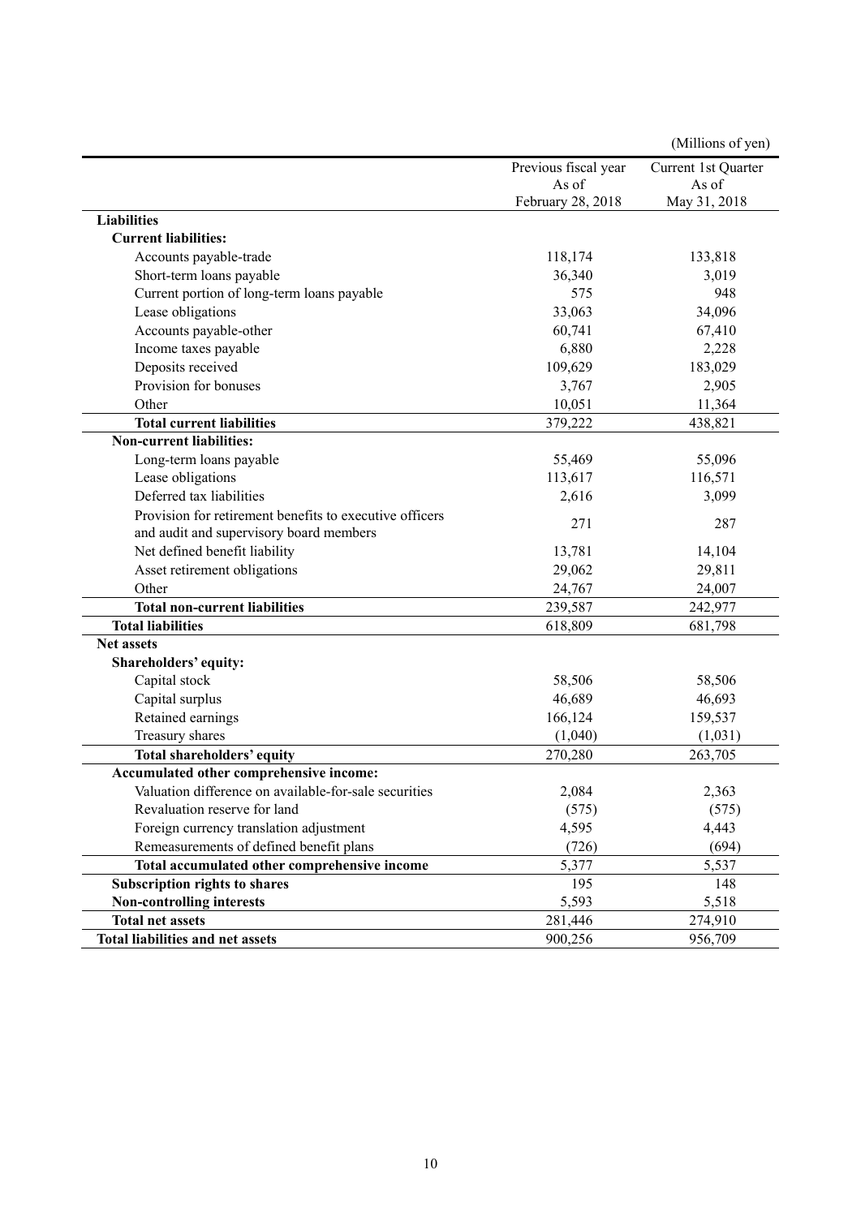(Millions of yen)

| | Previous fiscal year As of February 28, 2018 | Current 1st Quarter As of May 31, 2018 |
|---|---|---|
| **Liabilities** | | |
| **Current liabilities:** | | |
| Accounts payable-trade | 118,174 | 133,818 |
| Short-term loans payable | 36,340 | 3,019 |
| Current portion of long-term loans payable | 575 | 948 |
| Lease obligations | 33,063 | 34,096 |
| Accounts payable-other | 60,741 | 67,410 |
| Income taxes payable | 6,880 | 2,228 |
| Deposits received | 109,629 | 183,029 |
| Provision for bonuses | 3,767 | 2,905 |
| Other | 10,051 | 11,364 |
| **Total current liabilities** | 379,222 | 438,821 |
| **Non-current liabilities:** | | |
| Long-term loans payable | 55,469 | 55,096 |
| Lease obligations | 113,617 | 116,571 |
| Deferred tax liabilities | 2,616 | 3,099 |
| Provision for retirement benefits to executive officers and audit and supervisory board members | 271 | 287 |
| Net defined benefit liability | 13,781 | 14,104 |
| Asset retirement obligations | 29,062 | 29,811 |
| Other | 24,767 | 24,007 |
| **Total non-current liabilities** | 239,587 | 242,977 |
| **Total liabilities** | 618,809 | 681,798 |
| **Net assets** | | |
| **Shareholders' equity:** | | |
| Capital stock | 58,506 | 58,506 |
| Capital surplus | 46,689 | 46,693 |
| Retained earnings | 166,124 | 159,537 |
| Treasury shares | (1,040) | (1,031) |
| **Total shareholders' equity** | 270,280 | 263,705 |
| **Accumulated other comprehensive income:** | | |
| Valuation difference on available-for-sale securities | 2,084 | 2,363 |
| Revaluation reserve for land | (575) | (575) |
| Foreign currency translation adjustment | 4,595 | 4,443 |
| Remeasurements of defined benefit plans | (726) | (694) |
| **Total accumulated other comprehensive income** | 5,377 | 5,537 |
| **Subscription rights to shares** | 195 | 148 |
| **Non-controlling interests** | 5,593 | 5,518 |
| **Total net assets** | 281,446 | 274,910 |
| **Total liabilities and net assets** | 900,256 | 956,709 |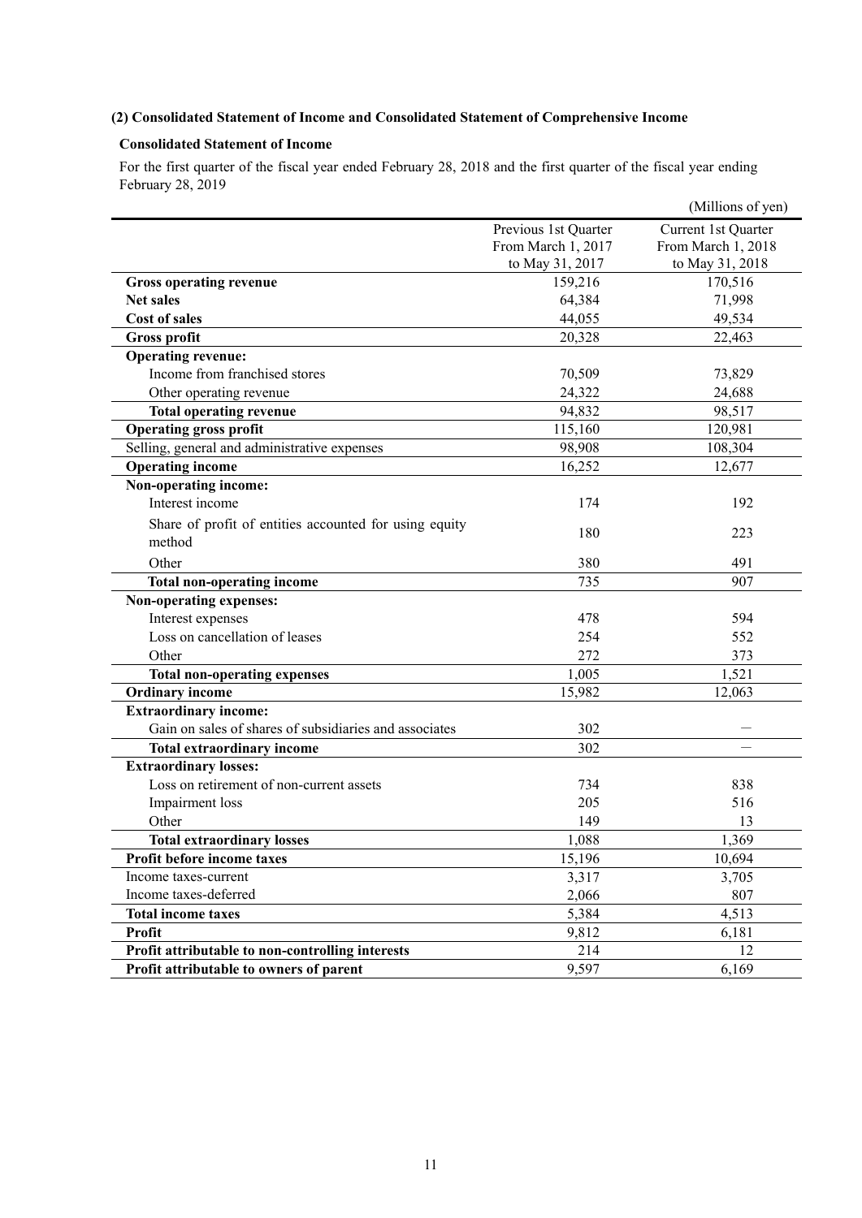### (2) Consolidated Statement of Income and Consolidated Statement of Comprehensive Income

#### Consolidated Statement of Income

For the first quarter of the fiscal year ended February 28, 2018 and the first quarter of the fiscal year ending February 28, 2019

(Millions of yen)

| | Previous 1st Quarter From March 1, 2017 to May 31, 2017 | Current 1st Quarter From March 1, 2018 to May 31, 2018 |
|---|---|---|
| **Gross operating revenue** | 159,216 | 170,516 |
| **Net sales** | 64,384 | 71,998 |
| **Cost of sales** | 44,055 | 49,534 |
| **Gross profit** | 20,328 | 22,463 |
| **Operating revenue:** | | |
| Income from franchised stores | 70,509 | 73,829 |
| Other operating revenue | 24,322 | 24,688 |
| **Total operating revenue** | 94,832 | 98,517 |
| **Operating gross profit** | 115,160 | 120,981 |
| Selling, general and administrative expenses | 98,908 | 108,304 |
| **Operating income** | 16,252 | 12,677 |
| **Non-operating income:** | | |
| Interest income | 174 | 192 |
| Share of profit of entities accounted for using equity method | 180 | 223 |
| Other | 380 | 491 |
| **Total non-operating income** | 735 | 907 |
| **Non-operating expenses:** | | |
| Interest expenses | 478 | 594 |
| Loss on cancellation of leases | 254 | 552 |
| Other | 272 | 373 |
| **Total non-operating expenses** | 1,005 | 1,521 |
| **Ordinary income** | 15,982 | 12,063 |
| **Extraordinary income:** | | |
| Gain on sales of shares of subsidiaries and associates | 302 | — |
| **Total extraordinary income** | 302 | — |
| **Extraordinary losses:** | | |
| Loss on retirement of non-current assets | 734 | 838 |
| Impairment loss | 205 | 516 |
| Other | 149 | 13 |
| **Total extraordinary losses** | 1,088 | 1,369 |
| **Profit before income taxes** | 15,196 | 10,694 |
| Income taxes-current | 3,317 | 3,705 |
| Income taxes-deferred | 2,066 | 807 |
| **Total income taxes** | 5,384 | 4,513 |
| **Profit** | 9,812 | 6,181 |
| **Profit attributable to non-controlling interests** | 214 | 12 |
| **Profit attributable to owners of parent** | 9,597 | 6,169 |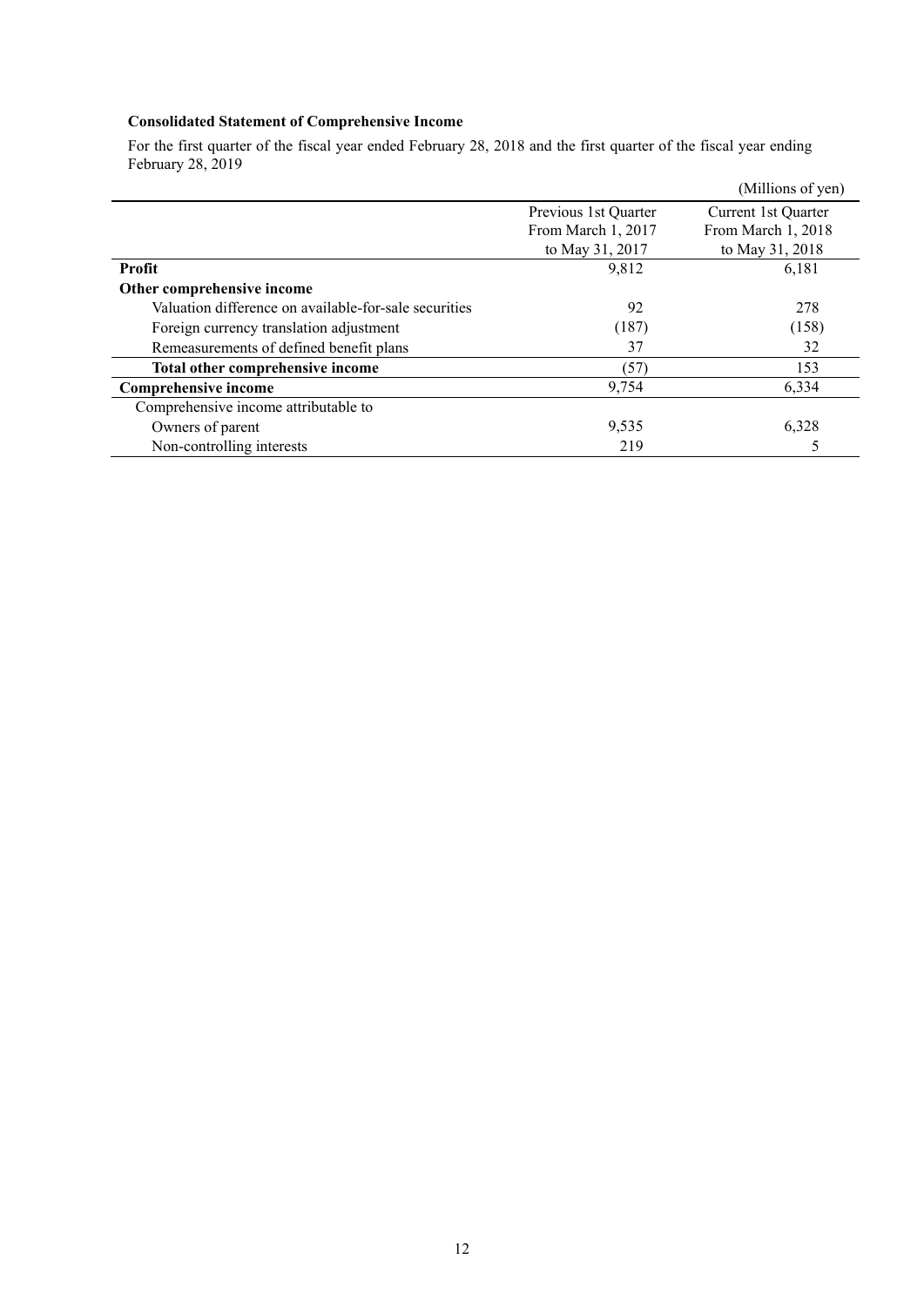**Consolidated Statement of Comprehensive Income**

For the first quarter of the fiscal year ended February 28, 2018 and the first quarter of the fiscal year ending February 28, 2019

(Millions of yen)

| | Previous 1st Quarter From March 1, 2017 to May 31, 2017 | Current 1st Quarter From March 1, 2018 to May 31, 2018 |
|---|---|---|
| **Profit** | 9,812 | 6,181 |
| **Other comprehensive income** | | |
| Valuation difference on available-for-sale securities | 92 | 278 |
| Foreign currency translation adjustment | (187) | (158) |
| Remeasurements of defined benefit plans | 37 | 32 |
| **Total other comprehensive income** | (57) | 153 |
| **Comprehensive income** | 9,754 | 6,334 |
| Comprehensive income attributable to | | |
| Owners of parent | 9,535 | 6,328 |
| Non-controlling interests | 219 | 5 |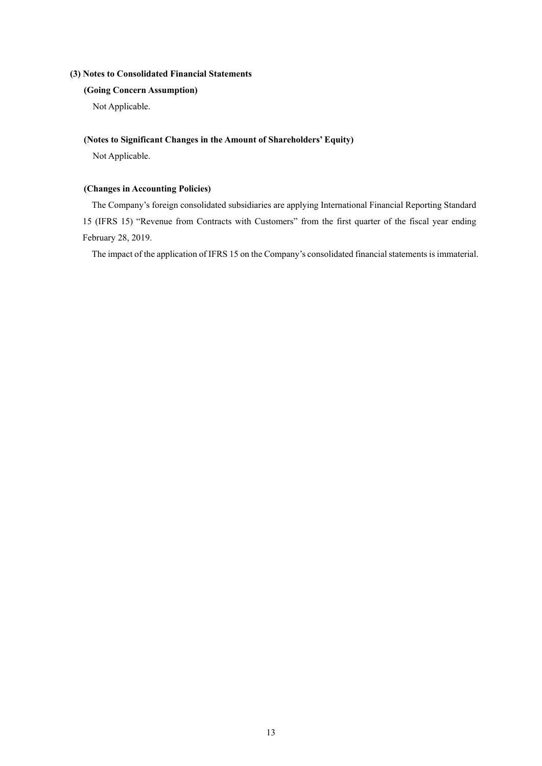### (3) Notes to Consolidated Financial Statements

#### (Going Concern Assumption)

Not Applicable.

#### (Notes to Significant Changes in the Amount of Shareholders' Equity)

Not Applicable.

#### (Changes in Accounting Policies)

The Company's foreign consolidated subsidiaries are applying International Financial Reporting Standard 15 (IFRS 15) "Revenue from Contracts with Customers" from the first quarter of the fiscal year ending February 28, 2019.

The impact of the application of IFRS 15 on the Company's consolidated financial statements is immaterial.